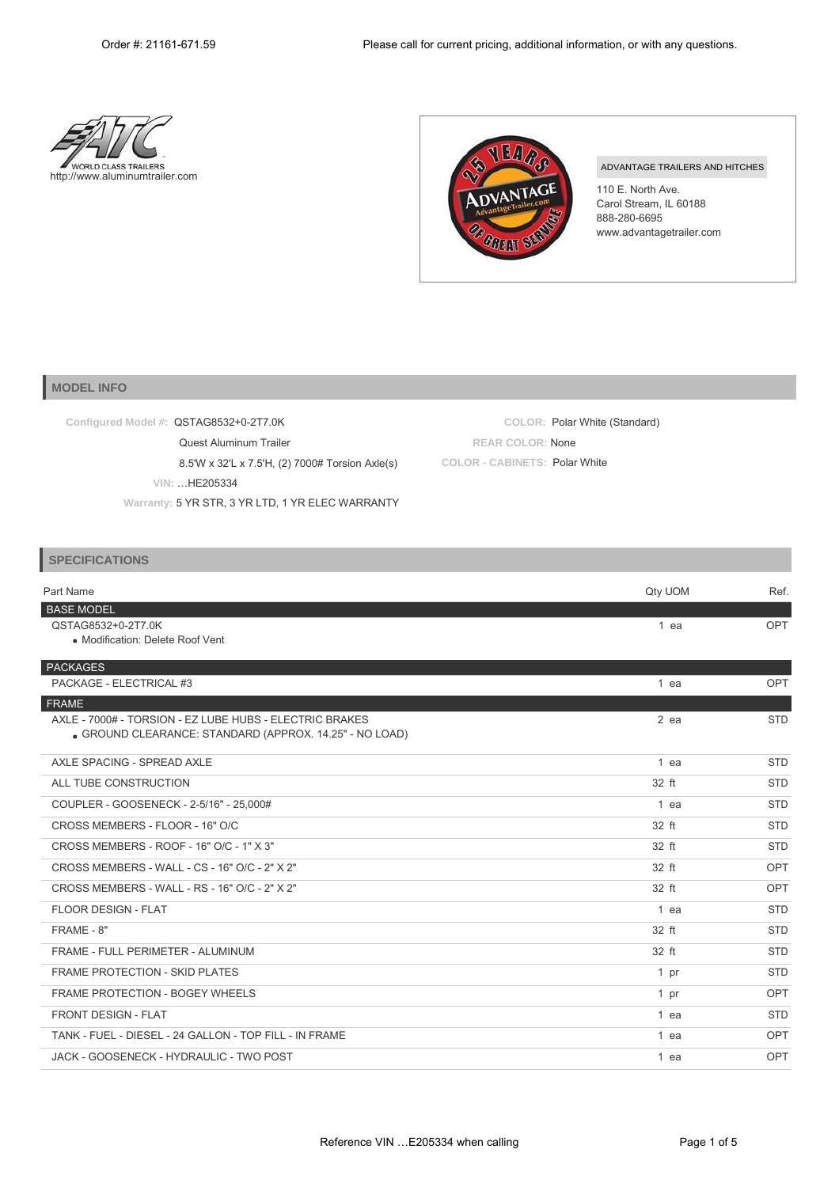Order #: 21161-671.59

Please call for current pricing, additional information, or with any questions.

WORLD CLASS TRAILERS
http://www.aluminumtrailer.com

ADVANTAGE TRAILERS AND HITCHES
110 E. North Ave.
Carol Stream, IL 60188
888-280-6695
www.advantagetrailer.com

## MODEL INFO

**Configured Model #:** QSTAG8532+0-2T7.0K
Quest Aluminum Trailer
8.5'W x 32'L x 7.5'H, (2) 7000# Torsion Axle(s)
**VIN:** …HE205334
**Warranty:** 5 YR STR, 3 YR LTD, 1 YR ELEC WARRANTY

**COLOR:** Polar White (Standard)
**REAR COLOR:** None
**COLOR - CABINETS:** Polar White

## SPECIFICATIONS

| Part Name | Qty UOM | Ref. |
|---|---|---|
| **BASE MODEL** | | |
| QSTAG8532+0-2T7.0K<br>• Modification: Delete Roof Vent | 1 ea | OPT |
| **PACKAGES** | | |
| PACKAGE - ELECTRICAL #3 | 1 ea | OPT |
| **FRAME** | | |
| AXLE - 7000# - TORSION - EZ LUBE HUBS - ELECTRIC BRAKES<br>• GROUND CLEARANCE: STANDARD (APPROX. 14.25" - NO LOAD) | 2 ea | STD |
| AXLE SPACING - SPREAD AXLE | 1 ea | STD |
| ALL TUBE CONSTRUCTION | 32 ft | STD |
| COUPLER - GOOSENECK - 2-5/16" - 25,000# | 1 ea | STD |
| CROSS MEMBERS - FLOOR - 16" O/C | 32 ft | STD |
| CROSS MEMBERS - ROOF - 16" O/C - 1" X 3" | 32 ft | STD |
| CROSS MEMBERS - WALL - CS - 16" O/C - 2" X 2" | 32 ft | OPT |
| CROSS MEMBERS - WALL - RS - 16" O/C - 2" X 2" | 32 ft | OPT |
| FLOOR DESIGN - FLAT | 1 ea | STD |
| FRAME - 8" | 32 ft | STD |
| FRAME - FULL PERIMETER - ALUMINUM | 32 ft | STD |
| FRAME PROTECTION - SKID PLATES | 1 pr | STD |
| FRAME PROTECTION - BOGEY WHEELS | 1 pr | OPT |
| FRONT DESIGN - FLAT | 1 ea | STD |
| TANK - FUEL - DIESEL - 24 GALLON - TOP FILL - IN FRAME | 1 ea | OPT |
| JACK - GOOSENECK - HYDRAULIC - TWO POST | 1 ea | OPT |

Reference VIN …E205334 when calling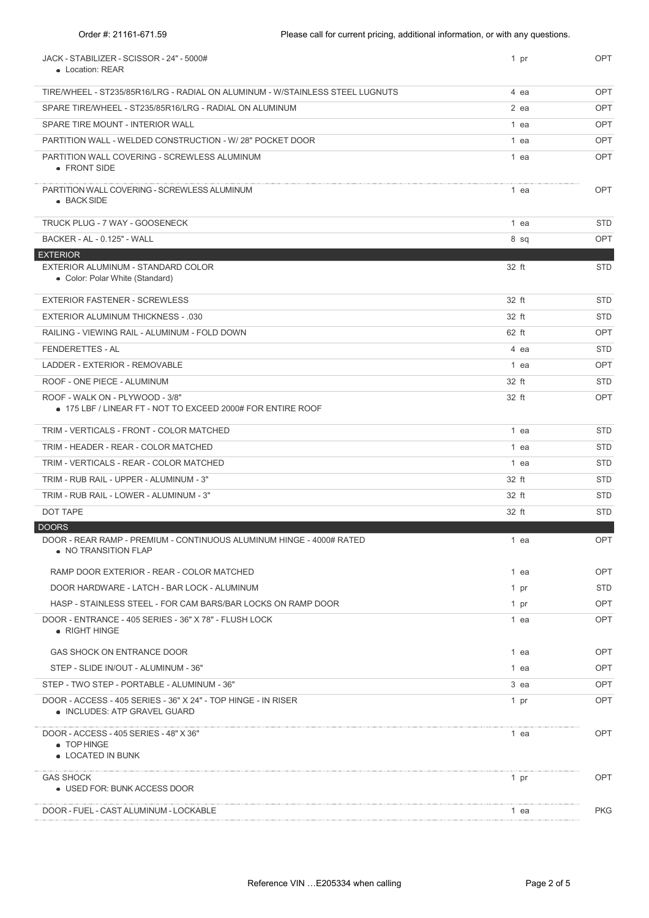| Item | Qty | Status |
|---|---|---|
| JACK - STABILIZER - SCISSOR - 24" - 5000#<br>• Location: REAR | 1 pr | OPT |
| TIRE/WHEEL - ST235/85R16/LRG - RADIAL ON ALUMINUM - W/STAINLESS STEEL LUGNUTS | 4 ea | OPT |
| SPARE TIRE/WHEEL - ST235/85R16/LRG - RADIAL ON ALUMINUM | 2 ea | OPT |
| SPARE TIRE MOUNT - INTERIOR WALL | 1 ea | OPT |
| PARTITION WALL - WELDED CONSTRUCTION - W/ 28" POCKET DOOR | 1 ea | OPT |
| PARTITION WALL COVERING - SCREWLESS ALUMINUM<br>• FRONT SIDE | 1 ea | OPT |
| PARTITION WALL COVERING - SCREWLESS ALUMINUM<br>• BACK SIDE | 1 ea | OPT |
| TRUCK PLUG - 7 WAY - GOOSENECK | 1 ea | STD |
| BACKER - AL - 0.125" - WALL | 8 sq | OPT |
| **EXTERIOR** | | |
| EXTERIOR ALUMINUM - STANDARD COLOR<br>• Color: Polar White (Standard) | 32 ft | STD |
| EXTERIOR FASTENER - SCREWLESS | 32 ft | STD |
| EXTERIOR ALUMINUM THICKNESS - .030 | 32 ft | STD |
| RAILING - VIEWING RAIL - ALUMINUM - FOLD DOWN | 62 ft | OPT |
| FENDERETTES - AL | 4 ea | STD |
| LADDER - EXTERIOR - REMOVABLE | 1 ea | OPT |
| ROOF - ONE PIECE - ALUMINUM | 32 ft | STD |
| ROOF - WALK ON - PLYWOOD - 3/8"<br>• 175 LBF / LINEAR FT - NOT TO EXCEED 2000# FOR ENTIRE ROOF | 32 ft | OPT |
| TRIM - VERTICALS - FRONT - COLOR MATCHED | 1 ea | STD |
| TRIM - HEADER - REAR - COLOR MATCHED | 1 ea | STD |
| TRIM - VERTICALS - REAR - COLOR MATCHED | 1 ea | STD |
| TRIM - RUB RAIL - UPPER - ALUMINUM - 3" | 32 ft | STD |
| TRIM - RUB RAIL - LOWER - ALUMINUM - 3" | 32 ft | STD |
| DOT TAPE | 32 ft | STD |
| **DOORS** | | |
| DOOR - REAR RAMP - PREMIUM - CONTINUOUS ALUMINUM HINGE - 4000# RATED<br>• NO TRANSITION FLAP | 1 ea | OPT |
| RAMP DOOR EXTERIOR - REAR - COLOR MATCHED | 1 ea | OPT |
| DOOR HARDWARE - LATCH - BAR LOCK - ALUMINUM | 1 pr | STD |
| HASP - STAINLESS STEEL - FOR CAM BARS/BAR LOCKS ON RAMP DOOR | 1 pr | OPT |
| DOOR - ENTRANCE - 405 SERIES - 36" X 78" - FLUSH LOCK<br>• RIGHT HINGE | 1 ea | OPT |
| GAS SHOCK ON ENTRANCE DOOR | 1 ea | OPT |
| STEP - SLIDE IN/OUT - ALUMINUM - 36" | 1 ea | OPT |
| STEP - TWO STEP - PORTABLE - ALUMINUM - 36" | 3 ea | OPT |
| DOOR - ACCESS - 405 SERIES - 36" X 24" - TOP HINGE - IN RISER<br>• INCLUDES: ATP GRAVEL GUARD | 1 pr | OPT |
| DOOR - ACCESS - 405 SERIES - 48" X 36"<br>• TOP HINGE<br>• LOCATED IN BUNK | 1 ea | OPT |
| GAS SHOCK<br>• USED FOR: BUNK ACCESS DOOR | 1 pr | OPT |
| DOOR - FUEL - CAST ALUMINUM - LOCKABLE | 1 ea | PKG |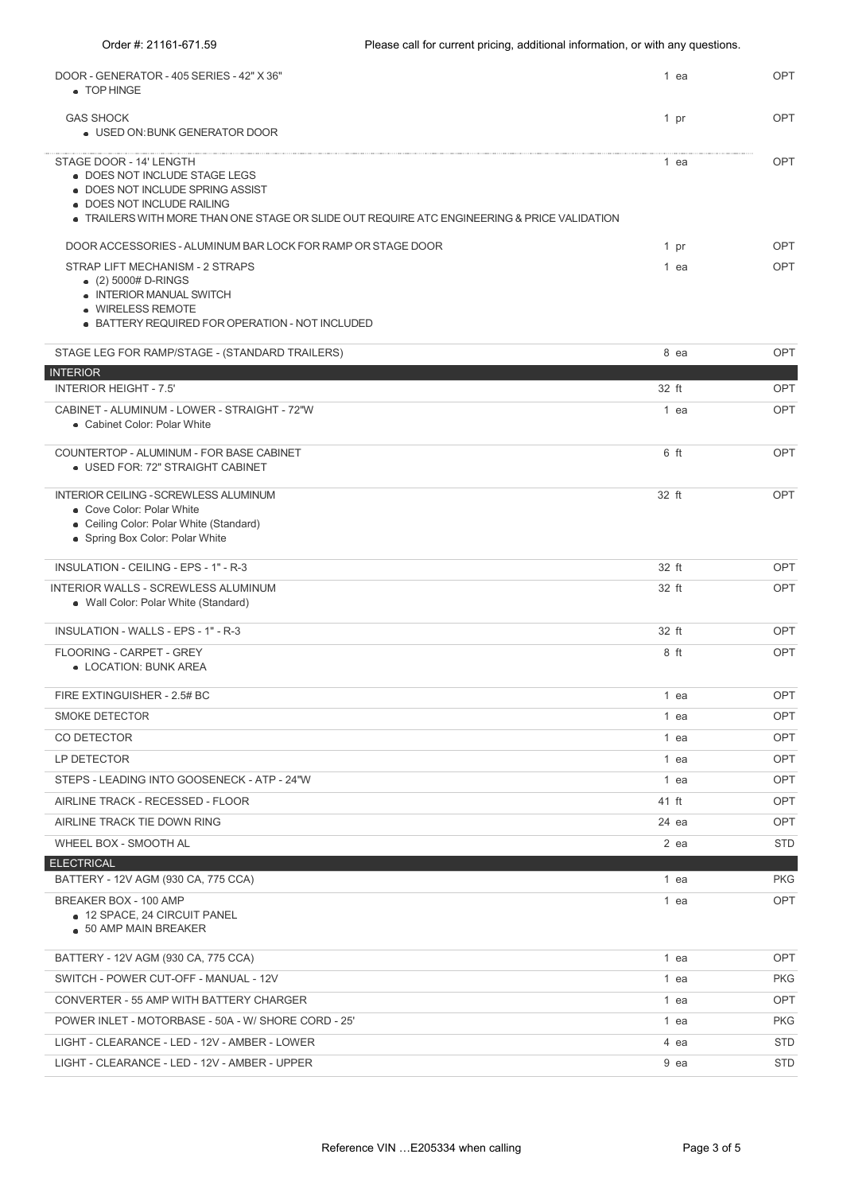| Item | Qty | Type |
|---|---|---|
| DOOR - GENERATOR - 405 SERIES - 42" X 36"<br>• TOP HINGE | 1 ea | OPT |
| GAS SHOCK<br>• USED ON:BUNK GENERATOR DOOR | 1 pr | OPT |
| STAGE DOOR - 14' LENGTH<br>• DOES NOT INCLUDE STAGE LEGS<br>• DOES NOT INCLUDE SPRING ASSIST<br>• DOES NOT INCLUDE RAILING<br>• TRAILERS WITH MORE THAN ONE STAGE OR SLIDE OUT REQUIRE ATC ENGINEERING & PRICE VALIDATION | 1 ea | OPT |
| DOOR ACCESSORIES - ALUMINUM BAR LOCK FOR RAMP OR STAGE DOOR | 1 pr | OPT |
| STRAP LIFT MECHANISM - 2 STRAPS<br>• (2) 5000# D-RINGS<br>• INTERIOR MANUAL SWITCH<br>• WIRELESS REMOTE<br>• BATTERY REQUIRED FOR OPERATION - NOT INCLUDED | 1 ea | OPT |
| STAGE LEG FOR RAMP/STAGE - (STANDARD TRAILERS) | 8 ea | OPT |
| **INTERIOR** | | |
| INTERIOR HEIGHT - 7.5' | 32 ft | OPT |
| CABINET - ALUMINUM - LOWER - STRAIGHT - 72"W<br>• Cabinet Color: Polar White | 1 ea | OPT |
| COUNTERTOP - ALUMINUM - FOR BASE CABINET<br>• USED FOR: 72" STRAIGHT CABINET | 6 ft | OPT |
| INTERIOR CEILING -SCREWLESS ALUMINUM<br>• Cove Color: Polar White<br>• Ceiling Color: Polar White (Standard)<br>• Spring Box Color: Polar White | 32 ft | OPT |
| INSULATION - CEILING - EPS - 1" - R-3 | 32 ft | OPT |
| INTERIOR WALLS - SCREWLESS ALUMINUM<br>• Wall Color: Polar White (Standard) | 32 ft | OPT |
| INSULATION - WALLS - EPS - 1" - R-3 | 32 ft | OPT |
| FLOORING - CARPET - GREY<br>• LOCATION: BUNK AREA | 8 ft | OPT |
| FIRE EXTINGUISHER - 2.5# BC | 1 ea | OPT |
| SMOKE DETECTOR | 1 ea | OPT |
| CO DETECTOR | 1 ea | OPT |
| LP DETECTOR | 1 ea | OPT |
| STEPS - LEADING INTO GOOSENECK - ATP - 24"W | 1 ea | OPT |
| AIRLINE TRACK - RECESSED - FLOOR | 41 ft | OPT |
| AIRLINE TRACK TIE DOWN RING | 24 ea | OPT |
| WHEEL BOX - SMOOTH AL | 2 ea | STD |
| **ELECTRICAL** | | |
| BATTERY - 12V AGM (930 CA, 775 CCA) | 1 ea | PKG |
| BREAKER BOX - 100 AMP<br>• 12 SPACE, 24 CIRCUIT PANEL<br>• 50 AMP MAIN BREAKER | 1 ea | OPT |
| BATTERY - 12V AGM (930 CA, 775 CCA) | 1 ea | OPT |
| SWITCH - POWER CUT-OFF - MANUAL - 12V | 1 ea | PKG |
| CONVERTER - 55 AMP WITH BATTERY CHARGER | 1 ea | OPT |
| POWER INLET - MOTORBASE - 50A - W/ SHORE CORD - 25' | 1 ea | PKG |
| LIGHT - CLEARANCE - LED - 12V - AMBER - LOWER | 4 ea | STD |
| LIGHT - CLEARANCE - LED - 12V - AMBER - UPPER | 9 ea | STD |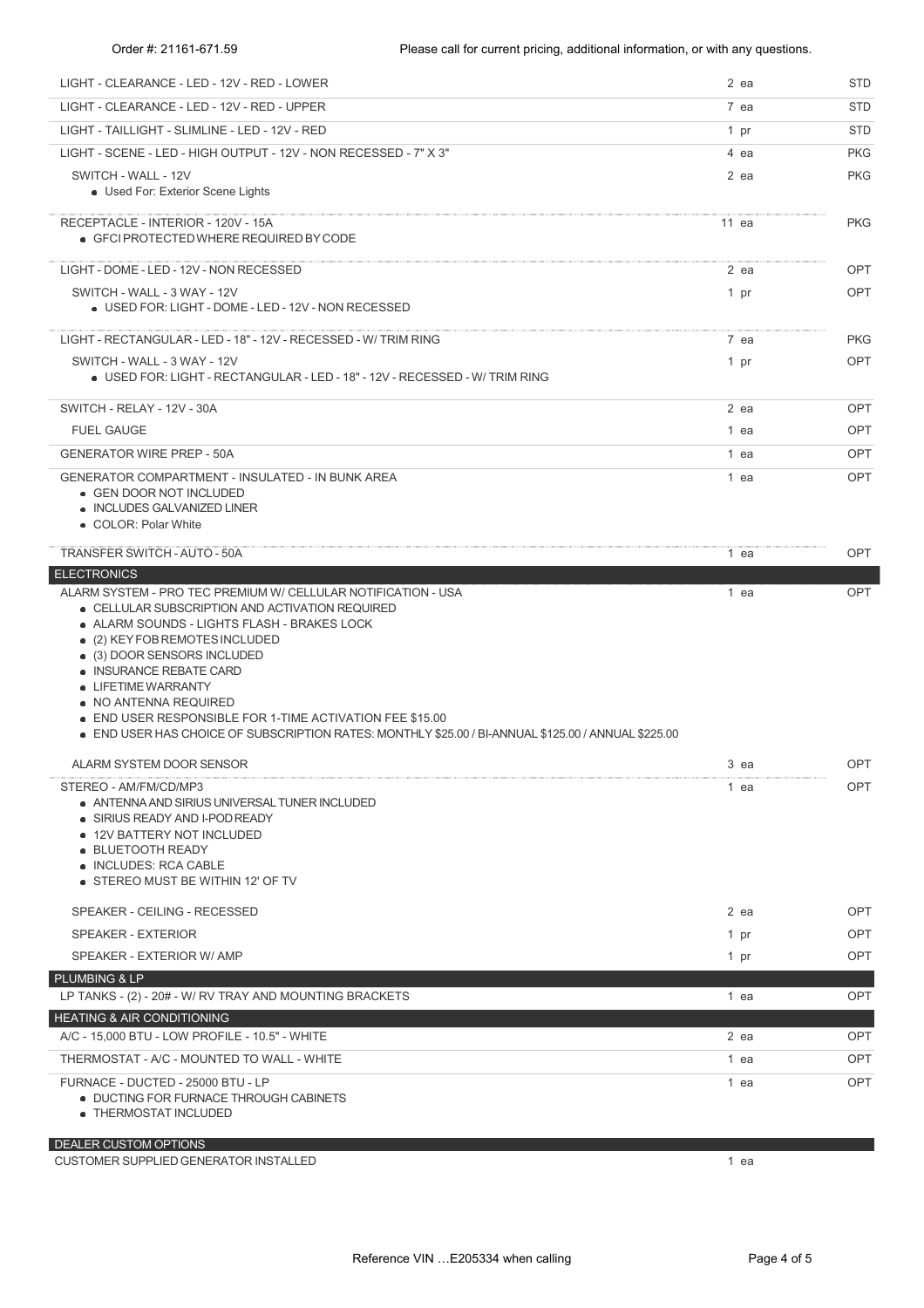| Item | Qty | Type |
|---|---|---|
| LIGHT - CLEARANCE - LED - 12V - RED - LOWER | 2 ea | STD |
| LIGHT - CLEARANCE - LED - 12V - RED - UPPER | 7 ea | STD |
| LIGHT - TAILLIGHT - SLIMLINE - LED - 12V - RED | 1 pr | STD |
| LIGHT - SCENE - LED - HIGH OUTPUT - 12V - NON RECESSED - 7" X 3" | 4 ea | PKG |
| SWITCH - WALL - 12V<br>• Used For: Exterior Scene Lights | 2 ea | PKG |
| RECEPTACLE - INTERIOR - 120V - 15A<br>• GFCI PROTECTED WHERE REQUIRED BY CODE | 11 ea | PKG |
| LIGHT - DOME - LED - 12V - NON RECESSED | 2 ea | OPT |
| SWITCH - WALL - 3 WAY - 12V<br>• USED FOR: LIGHT - DOME - LED - 12V - NON RECESSED | 1 pr | OPT |
| LIGHT - RECTANGULAR - LED - 18" - 12V - RECESSED - W/ TRIM RING | 7 ea | PKG |
| SWITCH - WALL - 3 WAY - 12V<br>• USED FOR: LIGHT - RECTANGULAR - LED - 18" - 12V - RECESSED - W/ TRIM RING | 1 pr | OPT |
| SWITCH - RELAY - 12V - 30A | 2 ea | OPT |
| FUEL GAUGE | 1 ea | OPT |
| GENERATOR WIRE PREP - 50A | 1 ea | OPT |
| GENERATOR COMPARTMENT - INSULATED - IN BUNK AREA<br>• GEN DOOR NOT INCLUDED<br>• INCLUDES GALVANIZED LINER<br>• COLOR: Polar White | 1 ea | OPT |
| TRANSFER SWITCH - AUTO - 50A | 1 ea | OPT |
| **ELECTRONICS** | | |
| ALARM SYSTEM - PRO TEC PREMIUM W/ CELLULAR NOTIFICATION - USA<br>• CELLULAR SUBSCRIPTION AND ACTIVATION REQUIRED<br>• ALARM SOUNDS - LIGHTS FLASH - BRAKES LOCK<br>• (2) KEY FOB REMOTES INCLUDED<br>• (3) DOOR SENSORS INCLUDED<br>• INSURANCE REBATE CARD<br>• LIFETIME WARRANTY<br>• NO ANTENNA REQUIRED<br>• END USER RESPONSIBLE FOR 1-TIME ACTIVATION FEE $15.00<br>• END USER HAS CHOICE OF SUBSCRIPTION RATES: MONTHLY $25.00 / BI-ANNUAL $125.00 / ANNUAL $225.00 | 1 ea | OPT |
| ALARM SYSTEM DOOR SENSOR | 3 ea | OPT |
| STEREO - AM/FM/CD/MP3<br>• ANTENNA AND SIRIUS UNIVERSAL TUNER INCLUDED<br>• SIRIUS READY AND I-POD READY<br>• 12V BATTERY NOT INCLUDED<br>• BLUETOOTH READY<br>• INCLUDES: RCA CABLE<br>• STEREO MUST BE WITHIN 12' OF TV | 1 ea | OPT |
| SPEAKER - CEILING - RECESSED | 2 ea | OPT |
| SPEAKER - EXTERIOR | 1 pr | OPT |
| SPEAKER - EXTERIOR W/ AMP | 1 pr | OPT |
| **PLUMBING & LP** | | |
| LP TANKS - (2) - 20# - W/ RV TRAY AND MOUNTING BRACKETS | 1 ea | OPT |
| **HEATING & AIR CONDITIONING** | | |
| A/C - 15,000 BTU - LOW PROFILE - 10.5" - WHITE | 2 ea | OPT |
| THERMOSTAT - A/C - MOUNTED TO WALL - WHITE | 1 ea | OPT |
| FURNACE - DUCTED - 25000 BTU - LP<br>• DUCTING FOR FURNACE THROUGH CABINETS<br>• THERMOSTAT INCLUDED | 1 ea | OPT |
| **DEALER CUSTOM OPTIONS** | | |
| CUSTOMER SUPPLIED GENERATOR INSTALLED | 1 ea | |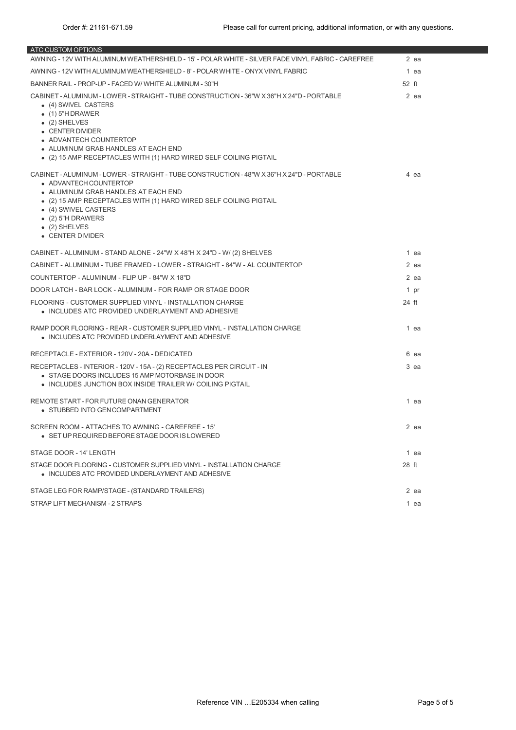| ATC CUSTOM OPTIONS | |
|---|---|
| AWNING - 12V WITH ALUMINUM WEATHERSHIELD - 15' - POLAR WHITE - SILVER FADE VINYL FABRIC - CAREFREE | 2 ea |
| AWNING - 12V WITH ALUMINUM WEATHERSHIELD - 8' - POLAR WHITE - ONYX VINYL FABRIC | 1 ea |
| BANNER RAIL - PROP-UP - FACED W/ WHITE ALUMINUM - 30"H | 52 ft |
| CABINET - ALUMINUM - LOWER - STRAIGHT - TUBE CONSTRUCTION - 36"W X 36"H X 24"D - PORTABLE<br>• (4) SWIVEL CASTERS<br>• (1) 5"H DRAWER<br>• (2) SHELVES<br>• CENTER DIVIDER<br>• ADVANTECH COUNTERTOP<br>• ALUMINUM GRAB HANDLES AT EACH END<br>• (2) 15 AMP RECEPTACLES WITH (1) HARD WIRED SELF COILING PIGTAIL | 2 ea |
| CABINET - ALUMINUM - LOWER - STRAIGHT - TUBE CONSTRUCTION - 48"W X 36"H X 24"D - PORTABLE<br>• ADVANTECH COUNTERTOP<br>• ALUMINUM GRAB HANDLES AT EACH END<br>• (2) 15 AMP RECEPTACLES WITH (1) HARD WIRED SELF COILING PIGTAIL<br>• (4) SWIVEL CASTERS<br>• (2) 5"H DRAWERS<br>• (2) SHELVES<br>• CENTER DIVIDER | 4 ea |
| CABINET - ALUMINUM - STAND ALONE - 24"W X 48"H X 24"D - W/ (2) SHELVES | 1 ea |
| CABINET - ALUMINUM - TUBE FRAMED - LOWER - STRAIGHT - 84"W - AL COUNTERTOP | 2 ea |
| COUNTERTOP - ALUMINUM - FLIP UP - 84"W X 18"D | 2 ea |
| DOOR LATCH - BAR LOCK - ALUMINUM - FOR RAMP OR STAGE DOOR | 1 pr |
| FLOORING - CUSTOMER SUPPLIED VINYL - INSTALLATION CHARGE<br>• INCLUDES ATC PROVIDED UNDERLAYMENT AND ADHESIVE | 24 ft |
| RAMP DOOR FLOORING - REAR - CUSTOMER SUPPLIED VINYL - INSTALLATION CHARGE<br>• INCLUDES ATC PROVIDED UNDERLAYMENT AND ADHESIVE | 1 ea |
| RECEPTACLE - EXTERIOR - 120V - 20A - DEDICATED | 6 ea |
| RECEPTACLES - INTERIOR - 120V - 15A - (2) RECEPTACLES PER CIRCUIT - IN<br>• STAGE DOORS INCLUDES 15 AMP MOTORBASE IN DOOR<br>• INCLUDES JUNCTION BOX INSIDE TRAILER W/ COILING PIGTAIL | 3 ea |
| REMOTE START - FOR FUTURE ONAN GENERATOR<br>• STUBBED INTO GEN COMPARTMENT | 1 ea |
| SCREEN ROOM - ATTACHES TO AWNING - CAREFREE - 15'<br>• SET UP REQUIRED BEFORE STAGE DOOR IS LOWERED | 2 ea |
| STAGE DOOR - 14' LENGTH | 1 ea |
| STAGE DOOR FLOORING - CUSTOMER SUPPLIED VINYL - INSTALLATION CHARGE<br>• INCLUDES ATC PROVIDED UNDERLAYMENT AND ADHESIVE | 28 ft |
| STAGE LEG FOR RAMP/STAGE - (STANDARD TRAILERS) | 2 ea |
| STRAP LIFT MECHANISM - 2 STRAPS | 1 ea |